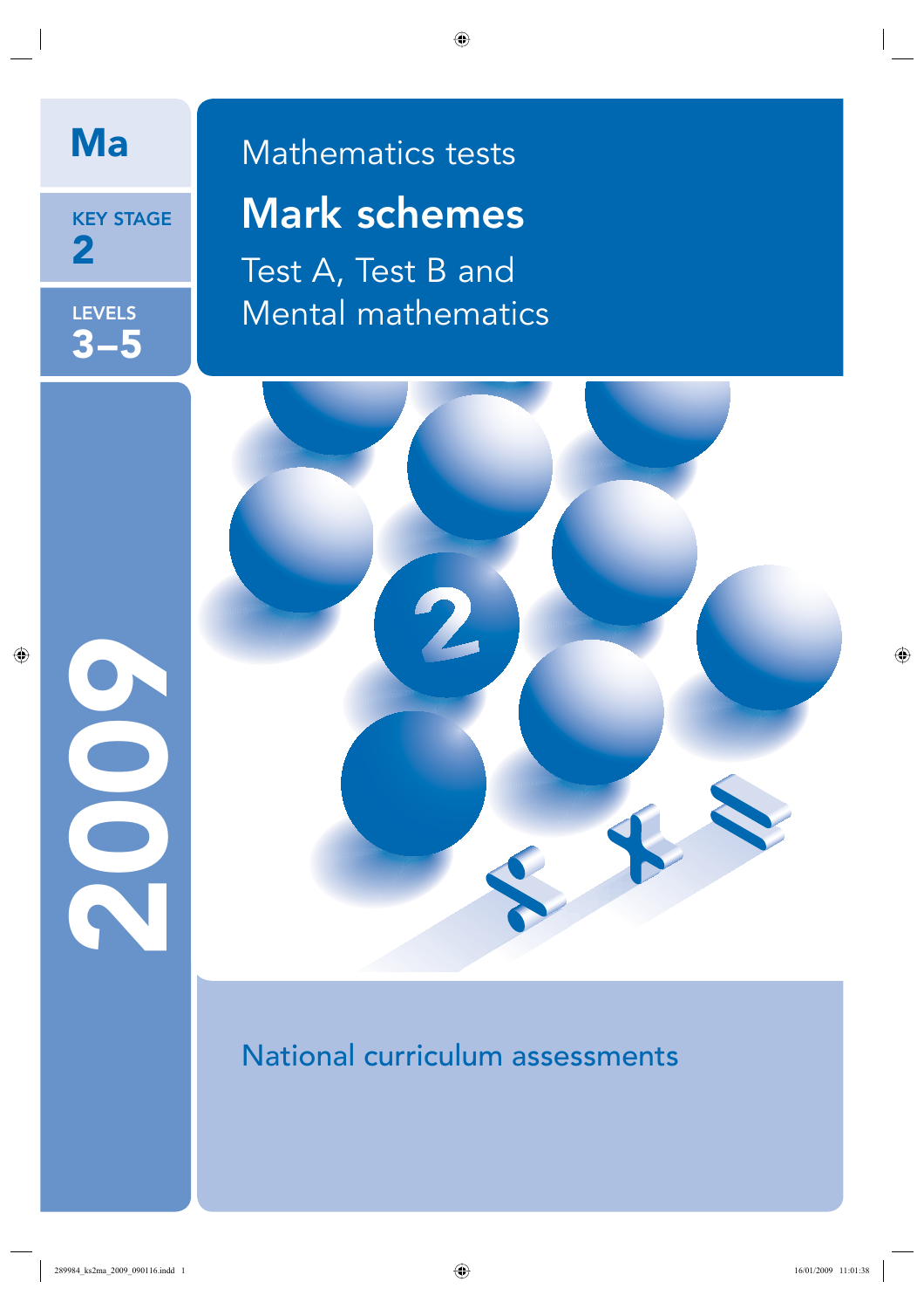Ma

KEY STAGE
2

LEVELS
3–5

2009

Mathematics tests

# Mark schemes

Test A, Test B and
Mental mathematics

National curriculum assessments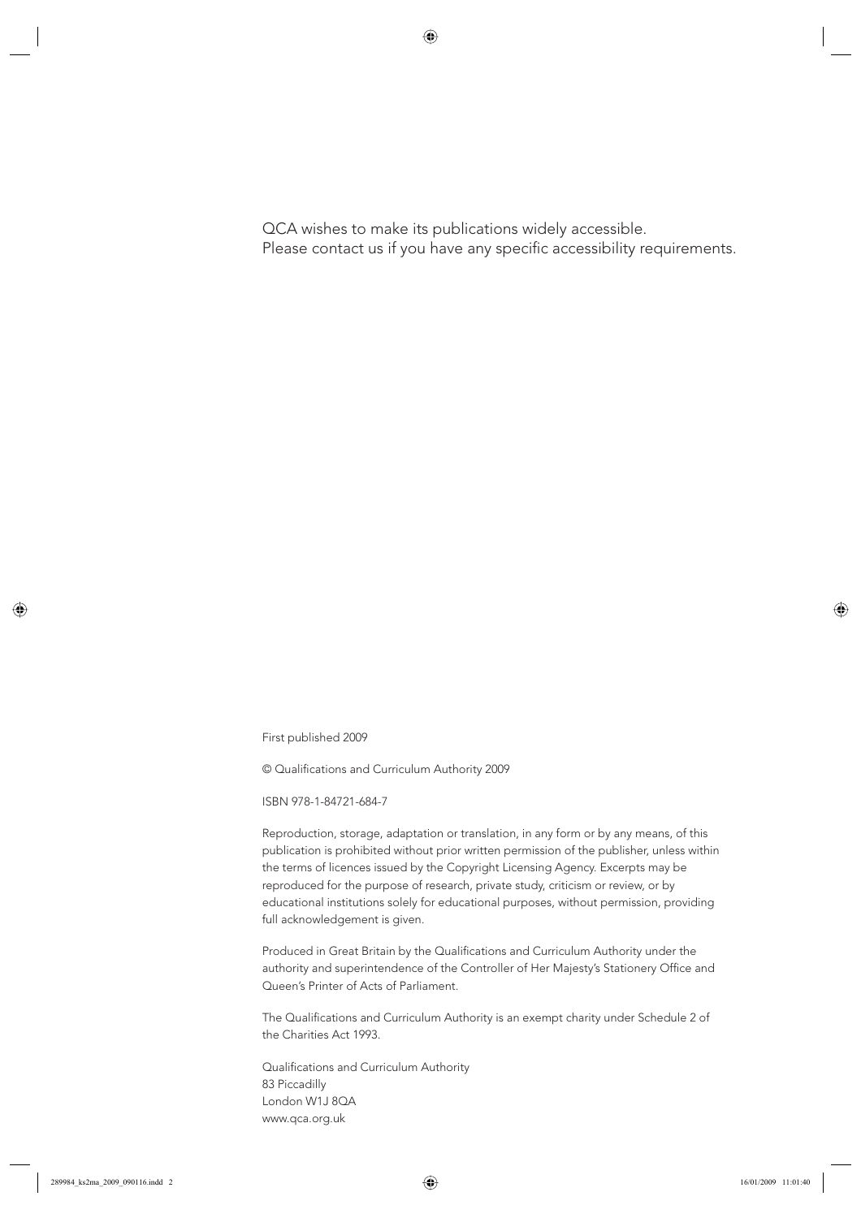QCA wishes to make its publications widely accessible.
Please contact us if you have any specific accessibility requirements.

First published 2009

© Qualifications and Curriculum Authority 2009

ISBN 978-1-84721-684-7

Reproduction, storage, adaptation or translation, in any form or by any means, of this publication is prohibited without prior written permission of the publisher, unless within the terms of licences issued by the Copyright Licensing Agency. Excerpts may be reproduced for the purpose of research, private study, criticism or review, or by educational institutions solely for educational purposes, without permission, providing full acknowledgement is given.

Produced in Great Britain by the Qualifications and Curriculum Authority under the authority and superintendence of the Controller of Her Majesty's Stationery Office and Queen's Printer of Acts of Parliament.

The Qualifications and Curriculum Authority is an exempt charity under Schedule 2 of the Charities Act 1993.

Qualifications and Curriculum Authority
83 Piccadilly
London W1J 8QA
www.qca.org.uk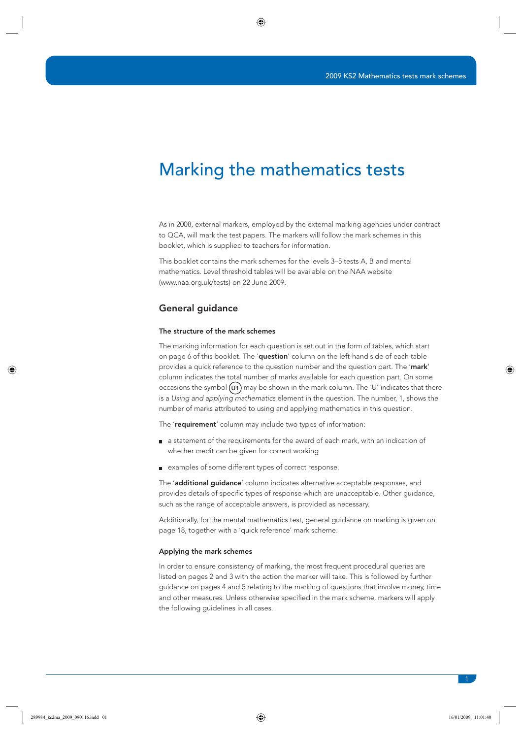# Marking the mathematics tests

As in 2008, external markers, employed by the external marking agencies under contract to QCA, will mark the test papers. The markers will follow the mark schemes in this booklet, which is supplied to teachers for information.

This booklet contains the mark schemes for the levels 3–5 tests A, B and mental mathematics. Level threshold tables will be available on the NAA website (www.naa.org.uk/tests) on 22 June 2009.

## General guidance

### The structure of the mark schemes

The marking information for each question is set out in the form of tables, which start on page 6 of this booklet. The '**question**' column on the left-hand side of each table provides a quick reference to the question number and the question part. The '**mark**' column indicates the total number of marks available for each question part. On some occasions the symbol (U1) may be shown in the mark column. The 'U' indicates that there is a *Using and applying mathematics* element in the question. The number, 1, shows the number of marks attributed to using and applying mathematics in this question.

The '**requirement**' column may include two types of information:

- a statement of the requirements for the award of each mark, with an indication of whether credit can be given for correct working
- examples of some different types of correct response.

The '**additional guidance**' column indicates alternative acceptable responses, and provides details of specific types of response which are unacceptable. Other guidance, such as the range of acceptable answers, is provided as necessary.

Additionally, for the mental mathematics test, general guidance on marking is given on page 18, together with a 'quick reference' mark scheme.

### Applying the mark schemes

In order to ensure consistency of marking, the most frequent procedural queries are listed on pages 2 and 3 with the action the marker will take. This is followed by further guidance on pages 4 and 5 relating to the marking of questions that involve money, time and other measures. Unless otherwise specified in the mark scheme, markers will apply the following guidelines in all cases.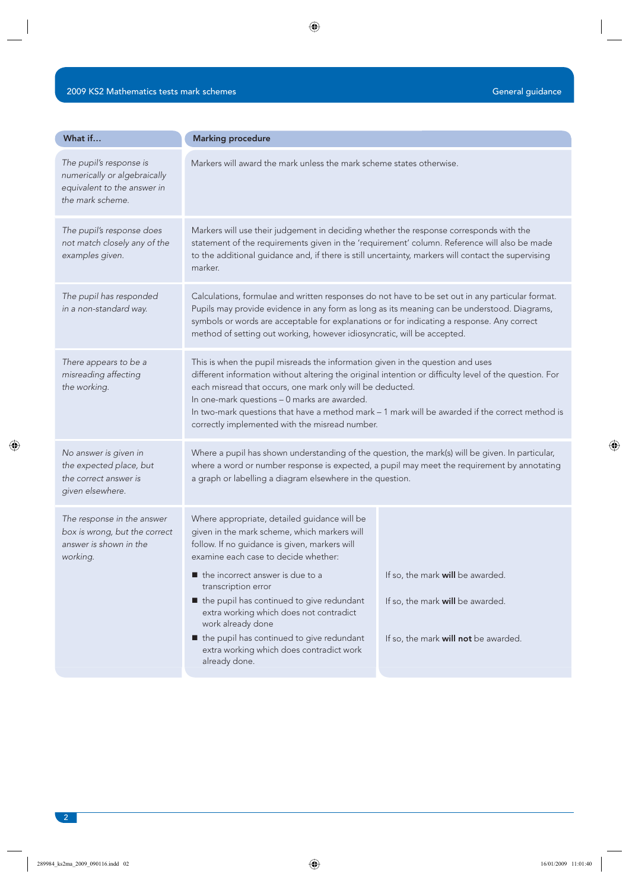| What if… | Marking procedure |
|---|---|
| *The pupil's response is numerically or algebraically equivalent to the answer in the mark scheme.* | Markers will award the mark unless the mark scheme states otherwise. |
| *The pupil's response does not match closely any of the examples given.* | Markers will use their judgement in deciding whether the response corresponds with the statement of the requirements given in the 'requirement' column. Reference will also be made to the additional guidance and, if there is still uncertainty, markers will contact the supervising marker. |
| *The pupil has responded in a non-standard way.* | Calculations, formulae and written responses do not have to be set out in any particular format. Pupils may provide evidence in any form as long as its meaning can be understood. Diagrams, symbols or words are acceptable for explanations or for indicating a response. Any correct method of setting out working, however idiosyncratic, will be accepted. |
| *There appears to be a misreading affecting the working.* | This is when the pupil misreads the information given in the question and uses different information without altering the original intention or difficulty level of the question. For each misread that occurs, one mark only will be deducted.<br>In one-mark questions – 0 marks are awarded.<br>In two-mark questions that have a method mark – 1 mark will be awarded if the correct method is correctly implemented with the misread number. |
| *No answer is given in the expected place, but the correct answer is given elsewhere.* | Where a pupil has shown understanding of the question, the mark(s) will be given. In particular, where a word or number response is expected, a pupil may meet the requirement by annotating a graph or labelling a diagram elsewhere in the question. |
| *The response in the answer box is wrong, but the correct answer is shown in the working.* | Where appropriate, detailed guidance will be given in the mark scheme, which markers will follow. If no guidance is given, markers will examine each case to decide whether:<br>■ the incorrect answer is due to a transcription error — If so, the mark **will** be awarded.<br>■ the pupil has continued to give redundant extra working which does not contradict work already done — If so, the mark **will** be awarded.<br>■ the pupil has continued to give redundant extra working which does contradict work already done. — If so, the mark **will not** be awarded. |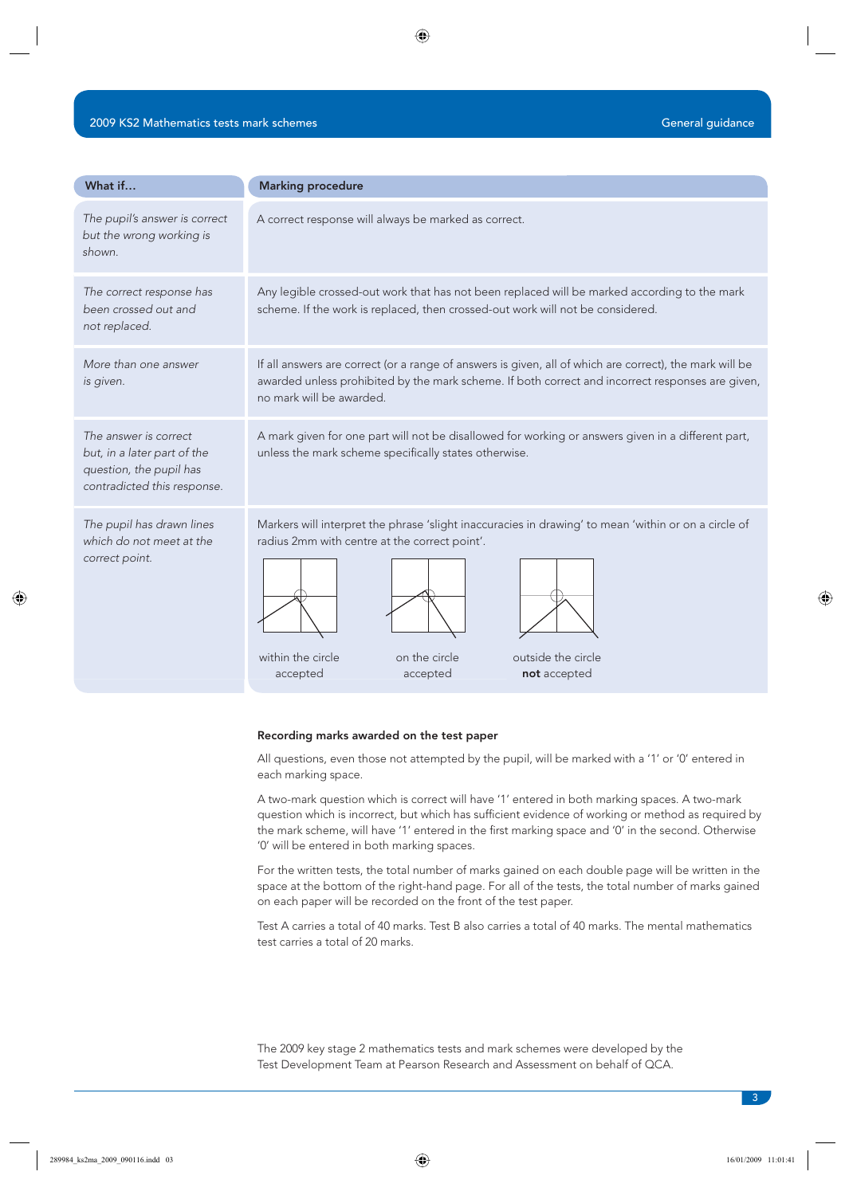| What if… | Marking procedure |
|---|---|
| *The pupil's answer is correct but the wrong working is shown.* | A correct response will always be marked as correct. |
| *The correct response has been crossed out and not replaced.* | Any legible crossed-out work that has not been replaced will be marked according to the mark scheme. If the work is replaced, then crossed-out work will not be considered. |
| *More than one answer is given.* | If all answers are correct (or a range of answers is given, all of which are correct), the mark will be awarded unless prohibited by the mark scheme. If both correct and incorrect responses are given, no mark will be awarded. |
| *The answer is correct but, in a later part of the question, the pupil has contradicted this response.* | A mark given for one part will not be disallowed for working or answers given in a different part, unless the mark scheme specifically states otherwise. |
| *The pupil has drawn lines which do not meet at the correct point.* | Markers will interpret the phrase 'slight inaccuracies in drawing' to mean 'within or on a circle of radius 2mm with centre at the correct point'. <br><br> within the circle accepted — on the circle accepted — outside the circle **not** accepted |

**Recording marks awarded on the test paper**

All questions, even those not attempted by the pupil, will be marked with a '1' or '0' entered in each marking space.

A two-mark question which is correct will have '1' entered in both marking spaces. A two-mark question which is incorrect, but which has sufficient evidence of working or method as required by the mark scheme, will have '1' entered in the first marking space and '0' in the second. Otherwise '0' will be entered in both marking spaces.

For the written tests, the total number of marks gained on each double page will be written in the space at the bottom of the right-hand page. For all of the tests, the total number of marks gained on each paper will be recorded on the front of the test paper.

Test A carries a total of 40 marks. Test B also carries a total of 40 marks. The mental mathematics test carries a total of 20 marks.

The 2009 key stage 2 mathematics tests and mark schemes were developed by the Test Development Team at Pearson Research and Assessment on behalf of QCA.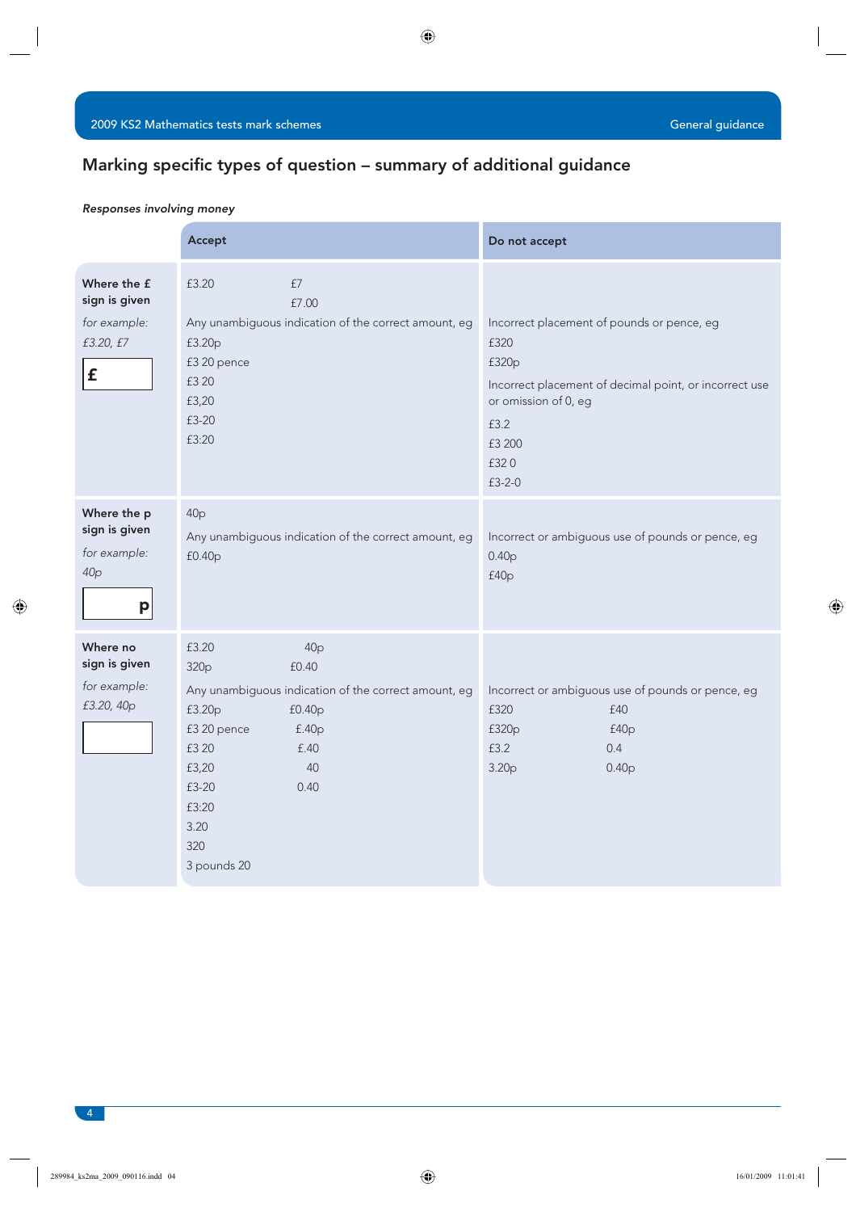## Marking specific types of question – summary of additional guidance

*Responses involving money*

| | Accept | Do not accept |
|---|---|---|
| **Where the £ sign is given**<br>*for example: £3.20, £7*<br>£ | £3.20 &nbsp;&nbsp;&nbsp; £7<br>£7.00<br>Any unambiguous indication of the correct amount, eg<br>£3.20p<br>£3 20 pence<br>£3 20<br>£3,20<br>£3-20<br>£3:20 | Incorrect placement of pounds or pence, eg<br>£320<br>£320p<br>Incorrect placement of decimal point, or incorrect use or omission of 0, eg<br>£3.2<br>£3 200<br>£32 0<br>£3-2-0 |
| **Where the p sign is given**<br>*for example: 40p*<br>p | 40p<br>Any unambiguous indication of the correct amount, eg<br>£0.40p | Incorrect or ambiguous use of pounds or pence, eg<br>0.40p<br>£40p |
| **Where no sign is given**<br>*for example: £3.20, 40p* | £3.20 &nbsp;&nbsp;&nbsp; 40p<br>320p &nbsp;&nbsp;&nbsp; £0.40<br>Any unambiguous indication of the correct amount, eg<br>£3.20p &nbsp;&nbsp;&nbsp; £0.40p<br>£3 20 pence &nbsp;&nbsp;&nbsp; £.40p<br>£3 20 &nbsp;&nbsp;&nbsp; £.40<br>£3,20 &nbsp;&nbsp;&nbsp; 40<br>£3-20 &nbsp;&nbsp;&nbsp; 0.40<br>£3:20<br>3.20<br>320<br>3 pounds 20 | Incorrect or ambiguous use of pounds or pence, eg<br>£320 &nbsp;&nbsp;&nbsp; £40<br>£320p &nbsp;&nbsp;&nbsp; £40p<br>£3.2 &nbsp;&nbsp;&nbsp; 0.4<br>3.20p &nbsp;&nbsp;&nbsp; 0.40p |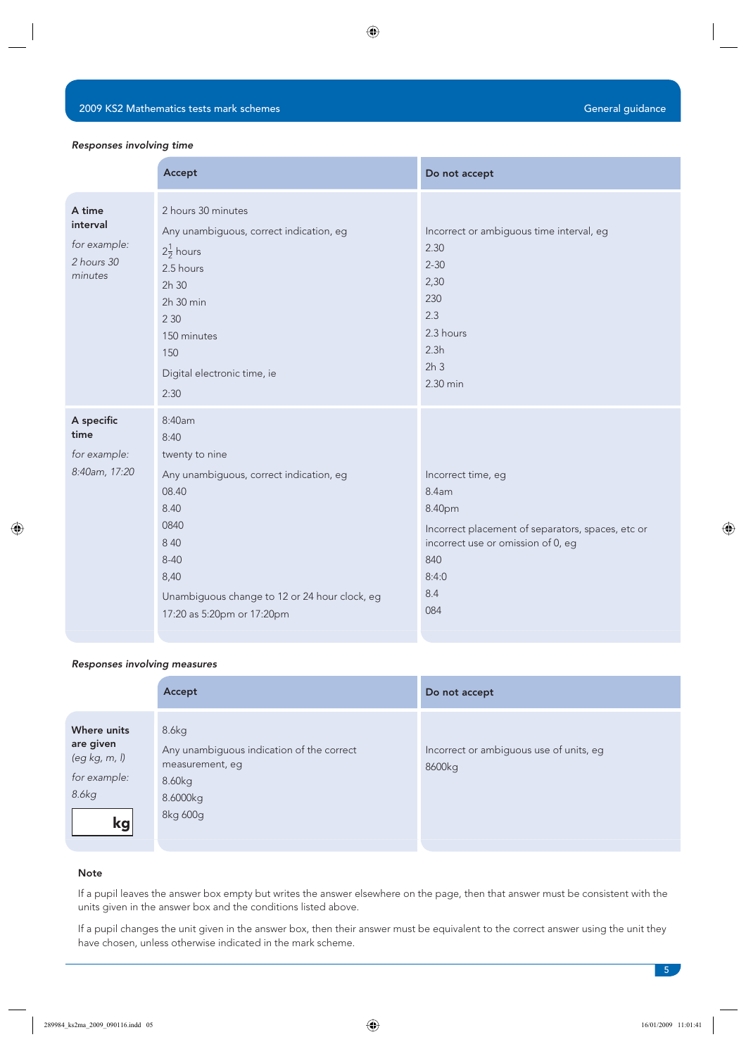*Responses involving time*

| | Accept | Do not accept |
|---|---|---|
| **A time interval**<br>*for example:*<br>*2 hours 30 minutes* | 2 hours 30 minutes<br>Any unambiguous, correct indication, eg<br>$2\frac{1}{2}$ hours<br>2.5 hours<br>2h 30<br>2h 30 min<br>2 30<br>150 minutes<br>150<br>Digital electronic time, ie<br>2:30 | Incorrect or ambiguous time interval, eg<br>2.30<br>2-30<br>2,30<br>230<br>2.3<br>2.3 hours<br>2.3h<br>2h 3<br>2.30 min |
| **A specific time**<br>*for example:*<br>*8:40am, 17:20* | 8:40am<br>8:40<br>twenty to nine<br>Any unambiguous, correct indication, eg<br>08.40<br>8.40<br>0840<br>8 40<br>8-40<br>8,40<br>Unambiguous change to 12 or 24 hour clock, eg<br>17:20 as 5:20pm or 17:20pm | Incorrect time, eg<br>8.4am<br>8.40pm<br>Incorrect placement of separators, spaces, etc or incorrect use or omission of 0, eg<br>840<br>8:4:0<br>8.4<br>084 |

*Responses involving measures*

| | Accept | Do not accept |
|---|---|---|
| **Where units are given**<br>*(eg kg, m, l)*<br>*for example:*<br>*8.6kg*<br>[ kg ] | 8.6kg<br>Any unambiguous indication of the correct measurement, eg<br>8.60kg<br>8.6000kg<br>8kg 600g | Incorrect or ambiguous use of units, eg<br>8600kg |

**Note**

If a pupil leaves the answer box empty but writes the answer elsewhere on the page, then that answer must be consistent with the units given in the answer box and the conditions listed above.

If a pupil changes the unit given in the answer box, then their answer must be equivalent to the correct answer using the unit they have chosen, unless otherwise indicated in the mark scheme.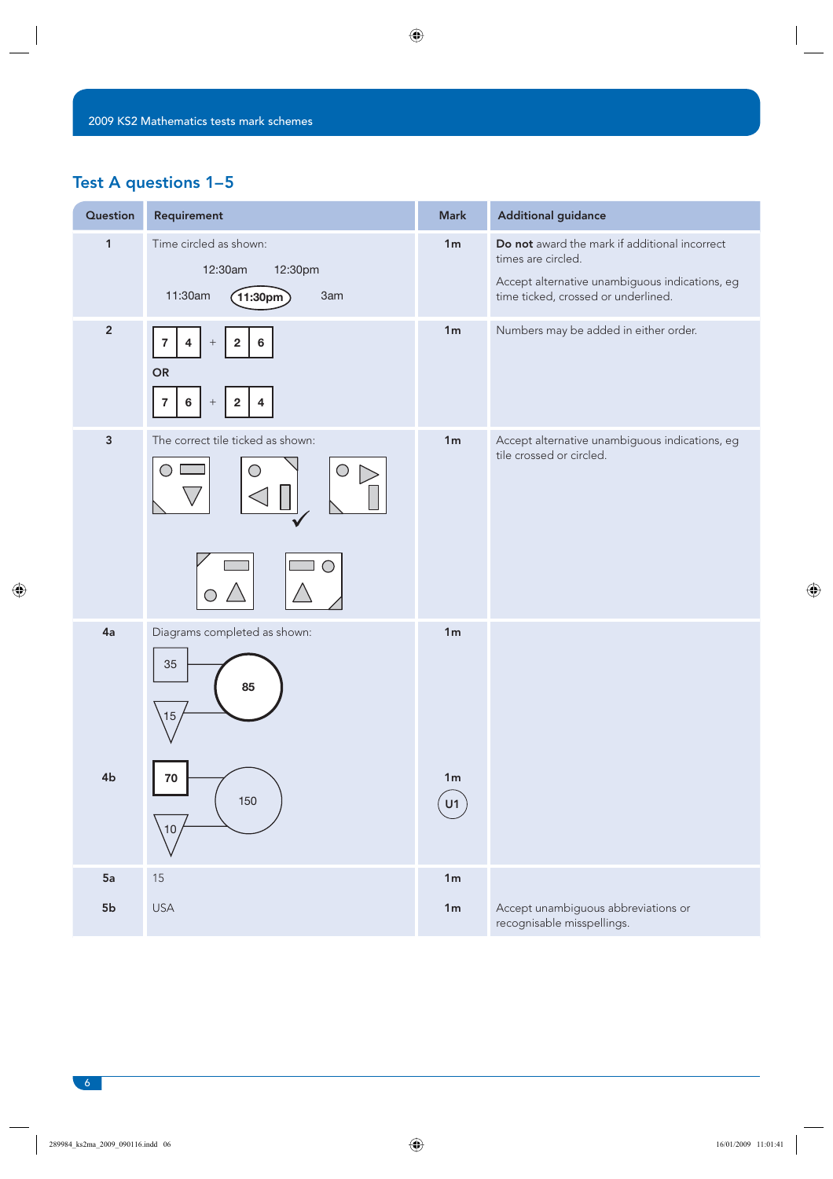## Test A questions 1–5

| Question | Requirement | Mark | Additional guidance |
|---|---|---|---|
| 1 | Time circled as shown: 12:30am 12:30pm 11:30am **(11:30pm)** 3am | 1m | **Do not** award the mark if additional incorrect times are circled. Accept alternative unambiguous indications, eg time ticked, crossed or underlined. |
| 2 | 7 4 + 2 6 **OR** 7 6 + 2 4 | 1m | Numbers may be added in either order. |
| 3 | The correct tile ticked as shown: ✓ | 1m | Accept alternative unambiguous indications, eg tile crossed or circled. |
| 4a | Diagrams completed as shown: 35, 15, **85** | 1m | |
| 4b | **70**, 10, 150 | 1m U1 | |
| 5a | 15 | 1m | |
| 5b | USA | 1m | Accept unambiguous abbreviations or recognisable misspellings. |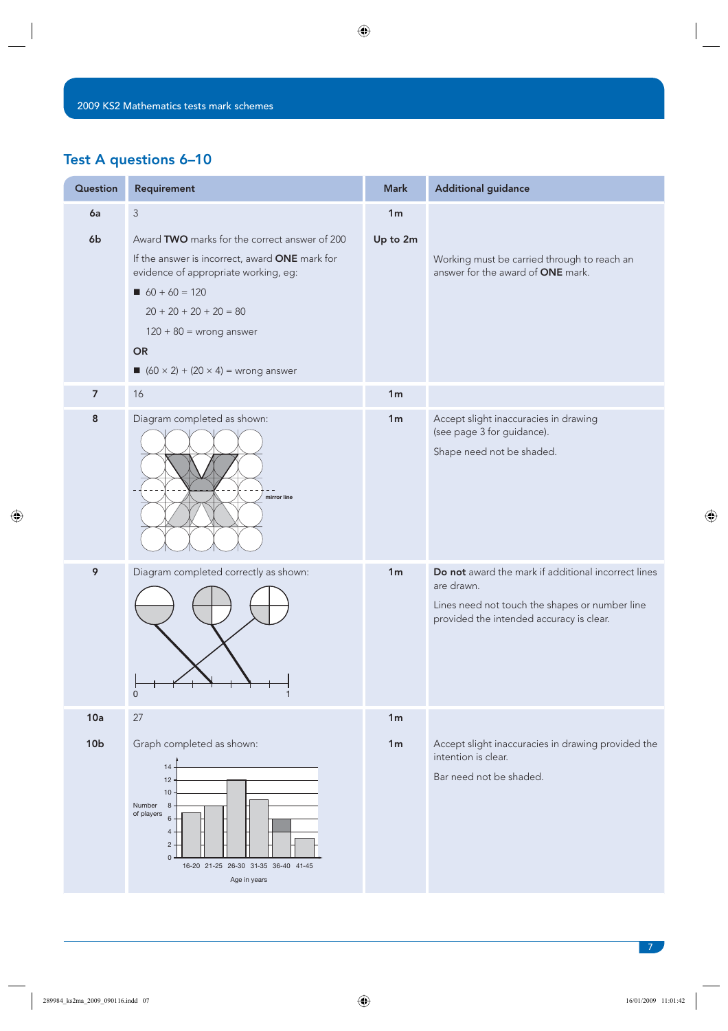## Test A questions 6–10

| Question | Requirement | Mark | Additional guidance |
|---|---|---|---|
| 6a | 3 | 1m | |
| 6b | Award **TWO** marks for the correct answer of 200<br>If the answer is incorrect, award **ONE** mark for evidence of appropriate working, eg:<br>■ $60 + 60 = 120$<br>$20 + 20 + 20 + 20 = 80$<br>$120 + 80$ = wrong answer<br>**OR**<br>■ $(60 \times 2) + (20 \times 4)$ = wrong answer | Up to 2m | Working must be carried through to reach an answer for the award of **ONE** mark. |
| 7 | 16 | 1m | |
| 8 | Diagram completed as shown:<br>mirror line | 1m | Accept slight inaccuracies in drawing (see page 3 for guidance).<br>Shape need not be shaded. |
| 9 | Diagram completed correctly as shown:<br>0 1 | 1m | **Do not** award the mark if additional incorrect lines are drawn.<br>Lines need not touch the shapes or number line provided the intended accuracy is clear. |
| 10a | 27 | 1m | |
| 10b | Graph completed as shown:<br>Number of players: 0, 2, 4, 6, 8, 10, 12, 14<br>Age in years: 16-20, 21-25, 26-30, 31-35, 36-40, 41-45 | 1m | Accept slight inaccuracies in drawing provided the intention is clear.<br>Bar need not be shaded. |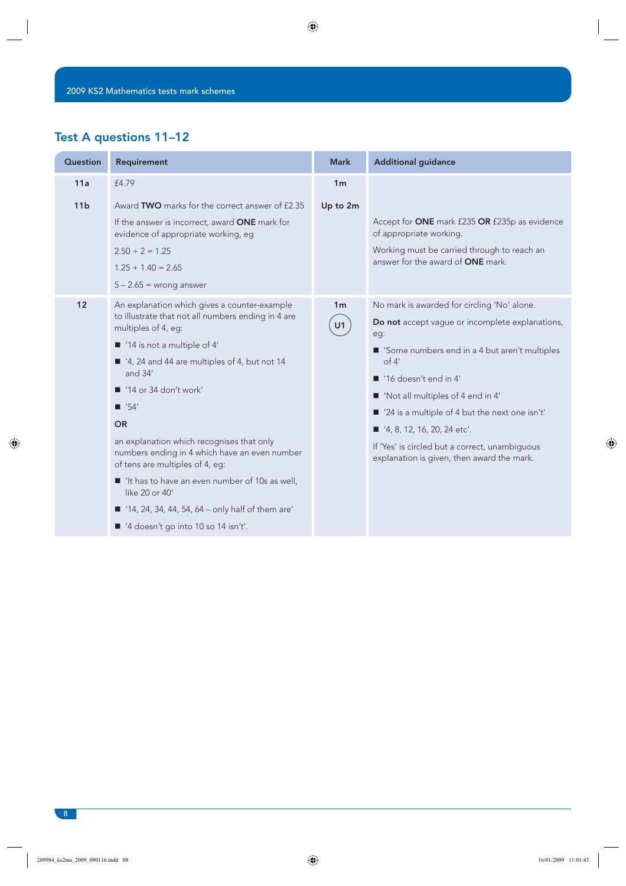## Test A questions 11–12

| Question | Requirement | Mark | Additional guidance |
|---|---|---|---|
| **11a** | £4.79 | **1m** | |
| **11b** | Award **TWO** marks for the correct answer of £2.35<br><br>If the answer is incorrect, award **ONE** mark for evidence of appropriate working, eg<br><br>2.50 ÷ 2 = 1.25<br><br>1.25 + 1.40 = 2.65<br><br>5 – 2.65 = wrong answer | **Up to 2m** | Accept for **ONE** mark £235 **OR** £235p as evidence of appropriate working.<br><br>Working must be carried through to reach an answer for the award of **ONE** mark. |
| **12** | An explanation which gives a counter-example to illustrate that not all numbers ending in 4 are multiples of 4, eg:<br><br>■ '14 is not a multiple of 4'<br>■ '4, 24 and 44 are multiples of 4, but not 14 and 34'<br>■ '14 or 34 don't work'<br>■ '54'<br><br>**OR**<br><br>an explanation which recognises that only numbers ending in 4 which have an even number of tens are multiples of 4, eg:<br><br>■ 'It has to have an even number of 10s as well, like 20 or 40'<br>■ '14, 24, 34, 44, 54, 64 – only half of them are'<br>■ '4 doesn't go into 10 so 14 isn't'. | **1m**<br><br>U1 | No mark is awarded for circling 'No' alone.<br><br>**Do not** accept vague or incomplete explanations, eg:<br><br>■ 'Some numbers end in a 4 but aren't multiples of 4'<br>■ '16 doesn't end in 4'<br>■ 'Not all multiples of 4 end in 4'<br>■ '24 is a multiple of 4 but the next one isn't'<br>■ '4, 8, 12, 16, 20, 24 etc'.<br><br>If 'Yes' is circled but a correct, unambiguous explanation is given, then award the mark. |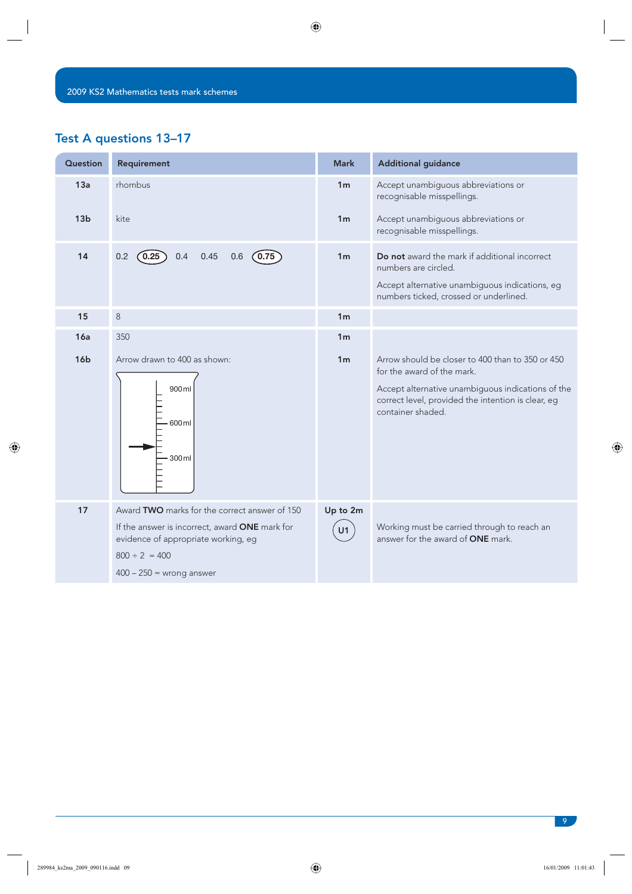## Test A questions 13–17

| Question | Requirement | Mark | Additional guidance |
|---|---|---|---|
| 13a | rhombus | 1m | Accept unambiguous abbreviations or recognisable misspellings. |
| 13b | kite | 1m | Accept unambiguous abbreviations or recognisable misspellings. |
| 14 | 0.2 (0.25 circled) 0.4 0.45 0.6 (0.75 circled) | 1m | **Do not** award the mark if additional incorrect numbers are circled. Accept alternative unambiguous indications, eg numbers ticked, crossed or underlined. |
| 15 | 8 | 1m | |
| 16a | 350 | 1m | |
| 16b | Arrow drawn to 400 as shown: [diagram of container with scale marked 300 ml, 600 ml, 900 ml; arrow pointing to 400 ml] | 1m | Arrow should be closer to 400 than to 350 or 450 for the award of the mark. Accept alternative unambiguous indications of the correct level, provided the intention is clear, eg container shaded. |
| 17 | Award **TWO** marks for the correct answer of 150. If the answer is incorrect, award **ONE** mark for evidence of appropriate working, eg $800 \div 2 = 400$; $400 - 250 =$ wrong answer | Up to 2m (U1) | Working must be carried through to reach an answer for the award of **ONE** mark. |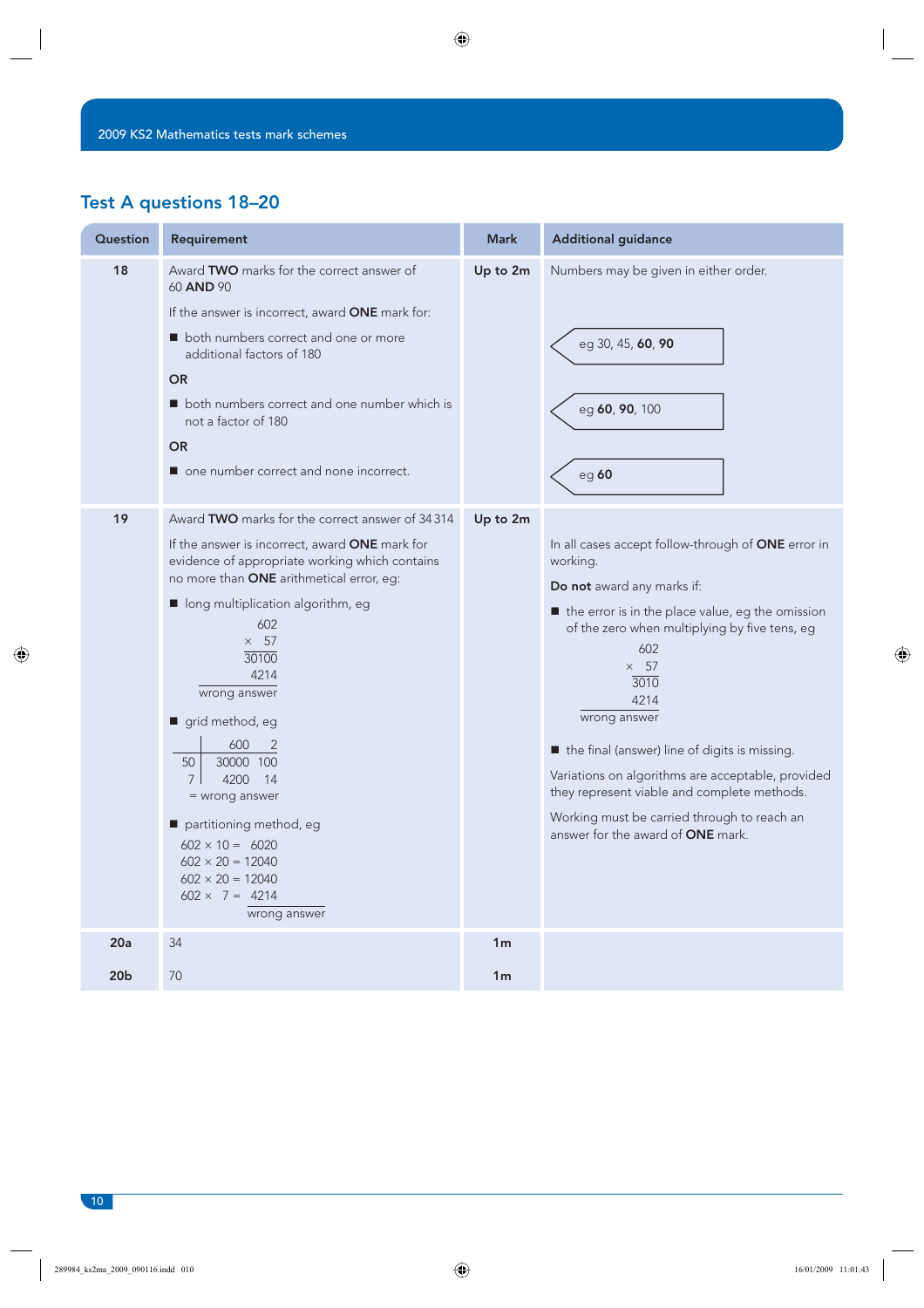## Test A questions 18–20

| Question | Requirement | Mark | Additional guidance |
|---|---|---|---|
| 18 | Award **TWO** marks for the correct answer of 60 **AND** 90<br><br>If the answer is incorrect, award **ONE** mark for:<br><br>■ both numbers correct and one or more additional factors of 180<br><br>**OR**<br><br>■ both numbers correct and one number which is not a factor of 180<br><br>**OR**<br><br>■ one number correct and none incorrect. | **Up to 2m** | Numbers may be given in either order.<br><br>eg 30, 45, **60**, **90**<br><br>eg **60**, **90**, 100<br><br>eg **60** |
| 19 | Award **TWO** marks for the correct answer of 34 314<br><br>If the answer is incorrect, award **ONE** mark for evidence of appropriate working which contains no more than **ONE** arithmetical error, eg:<br><br>■ long multiplication algorithm, eg<br>602<br>× 57<br>30100<br>4214<br>wrong answer<br><br>■ grid method, eg<br>\| \| 600 \| 2 \|<br>\| 50 \| 30000 \| 100 \|<br>\| 7 \| 4200 \| 14 \|<br>= wrong answer<br><br>■ partitioning method, eg<br>602 × 10 = 6020<br>602 × 20 = 12040<br>602 × 20 = 12040<br>602 × 7 = 4214<br>wrong answer | **Up to 2m** | In all cases accept follow-through of **ONE** error in working.<br><br>**Do not** award any marks if:<br><br>■ the error is in the place value, eg the omission of the zero when multiplying by five tens, eg<br>602<br>× 57<br>3010<br>4214<br>wrong answer<br><br>■ the final (answer) line of digits is missing.<br><br>Variations on algorithms are acceptable, provided they represent viable and complete methods.<br><br>Working must be carried through to reach an answer for the award of **ONE** mark. |
| 20a | 34 | **1m** | |
| 20b | 70 | **1m** | |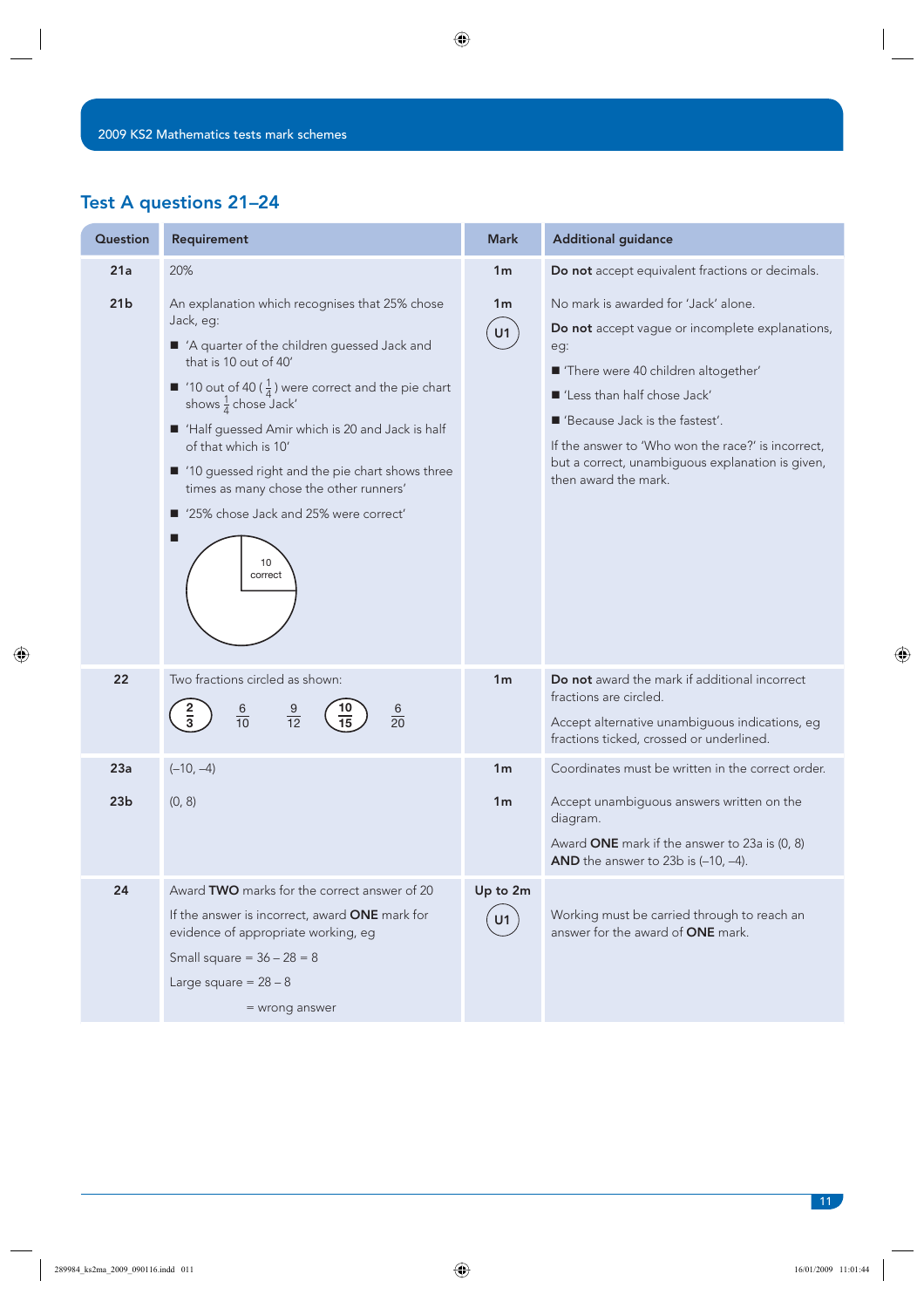## Test A questions 21–24

| Question | Requirement | Mark | Additional guidance |
|---|---|---|---|
| 21a | 20% | 1m | **Do not** accept equivalent fractions or decimals. |
| 21b | An explanation which recognises that 25% chose Jack, eg: <br> ■ 'A quarter of the children guessed Jack and that is 10 out of 40' <br> ■ '10 out of 40 ( $\frac{1}{4}$ ) were correct and the pie chart shows $\frac{1}{4}$ chose Jack' <br> ■ 'Half guessed Amir which is 20 and Jack is half of that which is 10' <br> ■ '10 guessed right and the pie chart shows three times as many chose the other runners' <br> ■ '25% chose Jack and 25% were correct' <br> ■ [pie chart with quarter labelled: 10 correct] | 1m <br> U1 | No mark is awarded for 'Jack' alone. <br> **Do not** accept vague or incomplete explanations, eg: <br> ■ 'There were 40 children altogether' <br> ■ 'Less than half chose Jack' <br> ■ 'Because Jack is the fastest'. <br> If the answer to 'Who won the race?' is incorrect, but a correct, unambiguous explanation is given, then award the mark. |
| 22 | Two fractions circled as shown: <br> ($\frac{2}{3}$) $\frac{6}{10}$ $\frac{9}{12}$ ($\frac{10}{15}$) $\frac{6}{20}$ | 1m | **Do not** award the mark if additional incorrect fractions are circled. <br> Accept alternative unambiguous indications, eg fractions ticked, crossed or underlined. |
| 23a | (–10, –4) | 1m | Coordinates must be written in the correct order. |
| 23b | (0, 8) | 1m | Accept unambiguous answers written on the diagram. <br> Award **ONE** mark if the answer to 23a is (0, 8) **AND** the answer to 23b is (–10, –4). |
| 24 | Award **TWO** marks for the correct answer of 20 <br> If the answer is incorrect, award **ONE** mark for evidence of appropriate working, eg <br> Small square = 36 – 28 = 8 <br> Large square = 28 – 8 <br> = wrong answer | Up to 2m <br> U1 | Working must be carried through to reach an answer for the award of **ONE** mark. |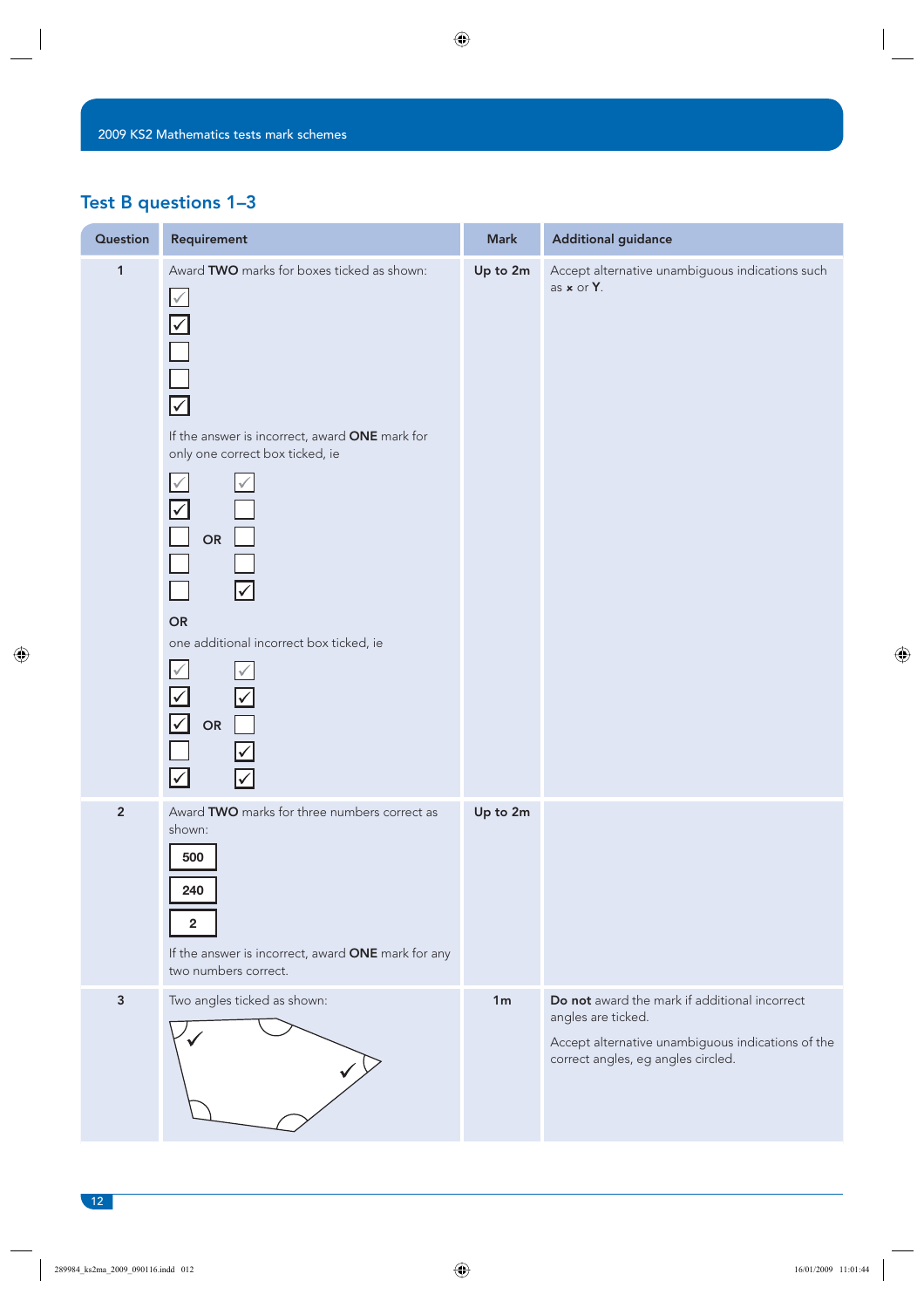## Test B questions 1–3

| Question | Requirement | Mark | Additional guidance |
|---|---|---|---|
| 1 | Award **TWO** marks for boxes ticked as shown:<br>☑ (example)<br>☑<br>☐<br>☐<br>☑<br><br>If the answer is incorrect, award **ONE** mark for only one correct box ticked, ie<br>☑ (example), ☑, ☐, ☐, ☐ **OR** ☑ (example), ☐, ☐, ☐, ☑<br><br>**OR**<br>one additional incorrect box ticked, ie<br>☑ (example), ☑, ☑, ☐, ☑ **OR** ☑ (example), ☑, ☐, ☑, ☑ | Up to 2m | Accept alternative unambiguous indications such as × or Y. |
| 2 | Award **TWO** marks for three numbers correct as shown:<br>**500**<br>**240**<br>**2**<br><br>If the answer is incorrect, award **ONE** mark for any two numbers correct. | Up to 2m | |
| 3 | Two angles ticked as shown: | 1m | **Do not** award the mark if additional incorrect angles are ticked.<br><br>Accept alternative unambiguous indications of the correct angles, eg angles circled. |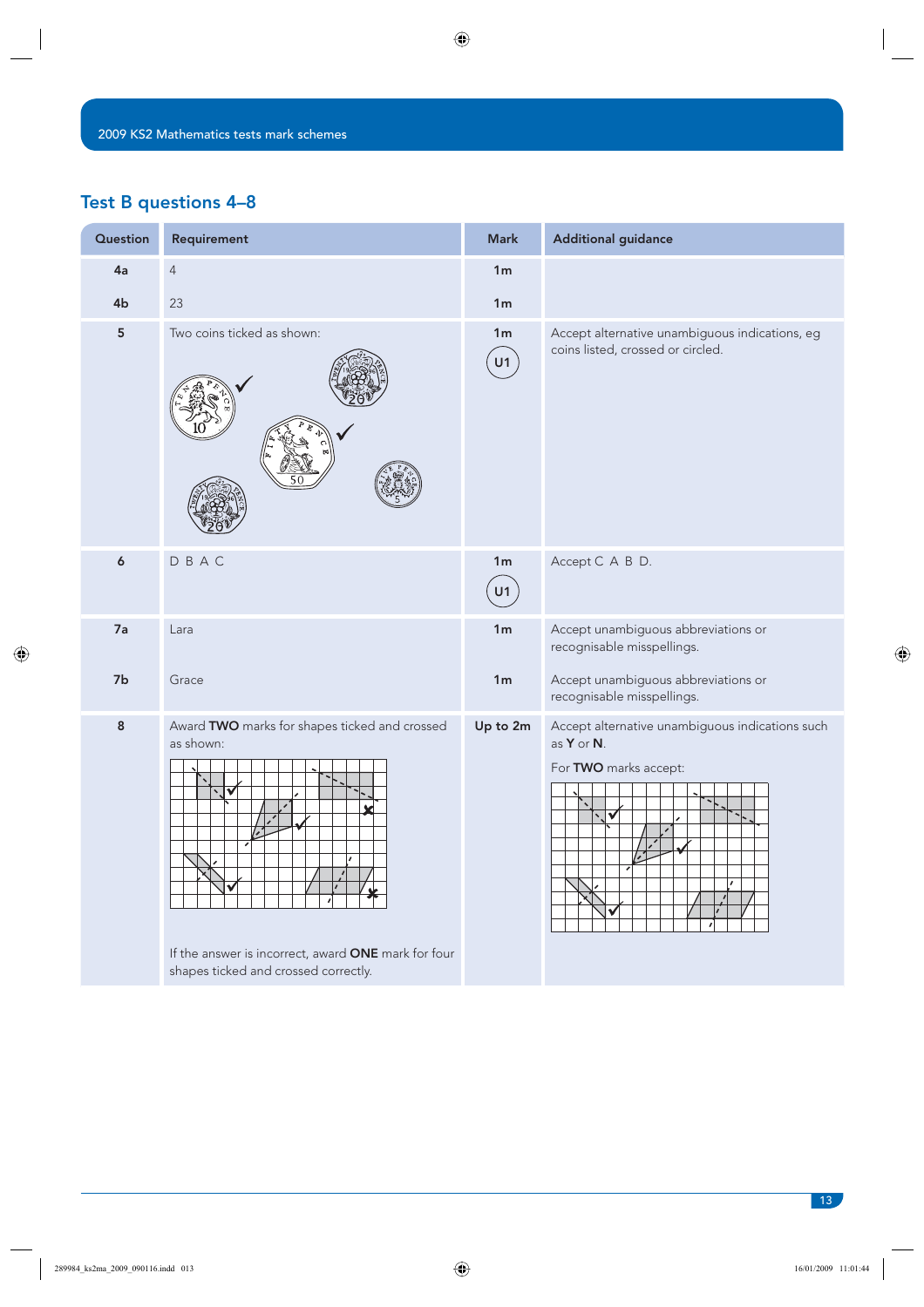## Test B questions 4–8

| Question | Requirement | Mark | Additional guidance |
|---|---|---|---|
| 4a | 4 | 1m | |
| 4b | 23 | 1m | |
| 5 | Two coins ticked as shown: | 1m U1 | Accept alternative unambiguous indications, eg coins listed, crossed or circled. |
| 6 | D B A C | 1m U1 | Accept C A B D. |
| 7a | Lara | 1m | Accept unambiguous abbreviations or recognisable misspellings. |
| 7b | Grace | 1m | Accept unambiguous abbreviations or recognisable misspellings. |
| 8 | Award **TWO** marks for shapes ticked and crossed as shown:<br><br>If the answer is incorrect, award **ONE** mark for four shapes ticked and crossed correctly. | Up to 2m | Accept alternative unambiguous indications such as **Y** or **N**.<br><br>For **TWO** marks accept: |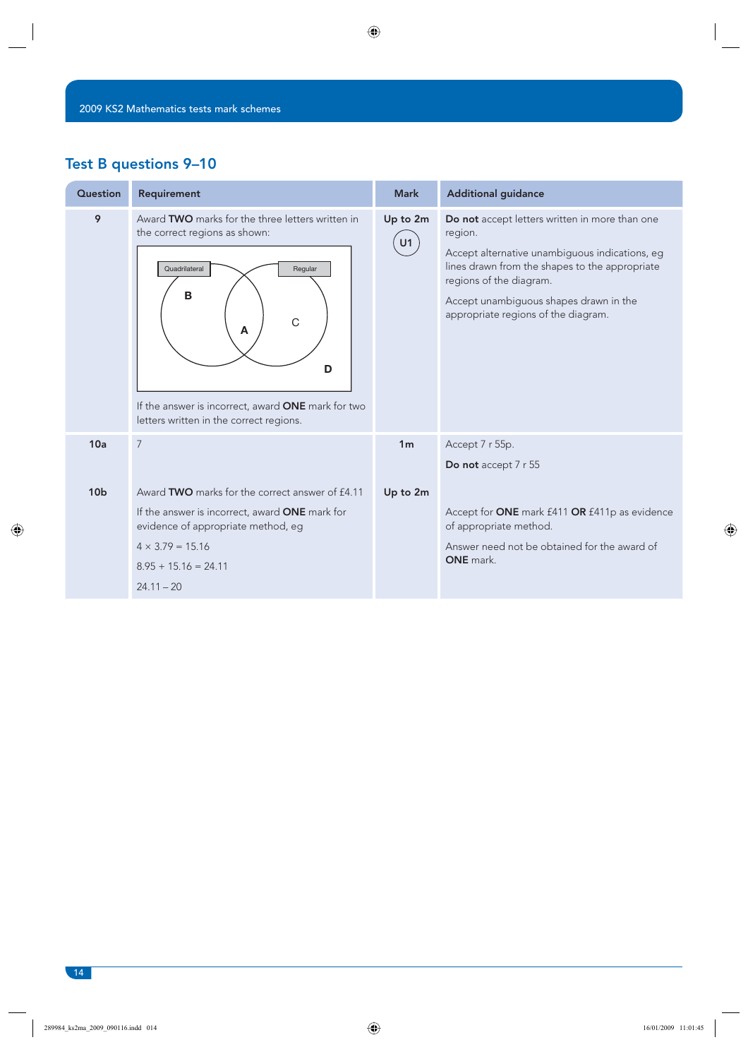## Test B questions 9–10

| Question | Requirement | Mark | Additional guidance |
|---|---|---|---|
| 9 | Award **TWO** marks for the three letters written in the correct regions as shown: Quadrilateral: B; Quadrilateral and Regular: A; Regular: C; Outside: D. If the answer is incorrect, award **ONE** mark for two letters written in the correct regions. | Up to 2m U1 | **Do not** accept letters written in more than one region. Accept alternative unambiguous indications, eg lines drawn from the shapes to the appropriate regions of the diagram. Accept unambiguous shapes drawn in the appropriate regions of the diagram. |
| 10a | 7 | 1m | Accept 7 r 55p. **Do not** accept 7 r 55 |
| 10b | Award **TWO** marks for the correct answer of £4.11. If the answer is incorrect, award **ONE** mark for evidence of appropriate method, eg $4 \times 3.79 = 15.16$; $8.95 + 15.16 = 24.11$; $24.11 - 20$ | Up to 2m | Accept for **ONE** mark £411 **OR** £411p as evidence of appropriate method. Answer need not be obtained for the award of **ONE** mark. |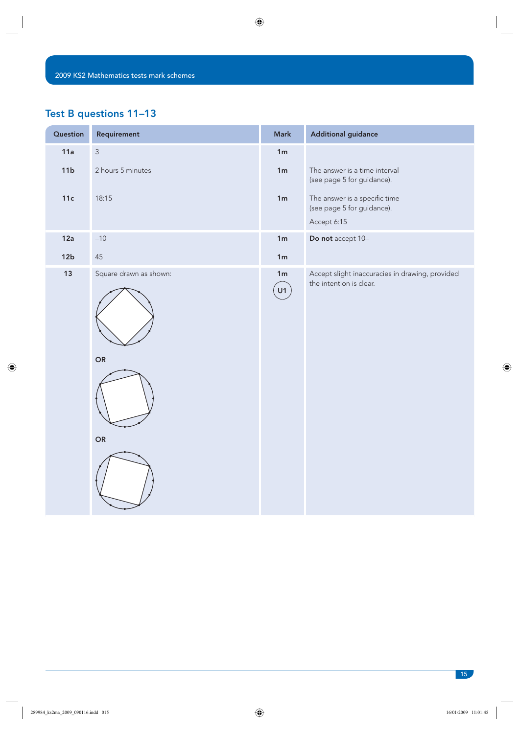## Test B questions 11–13

| Question | Requirement | Mark | Additional guidance |
|---|---|---|---|
| 11a | 3 | 1m | |
| 11b | 2 hours 5 minutes | 1m | The answer is a time interval (see page 5 for guidance). |
| 11c | 18:15 | 1m | The answer is a specific time (see page 5 for guidance). Accept 6:15 |
| 12a | –10 | 1m | **Do not** accept 10– |
| 12b | 45 | 1m | |
| 13 | Square drawn as shown: OR OR | 1m U1 | Accept slight inaccuracies in drawing, provided the intention is clear. |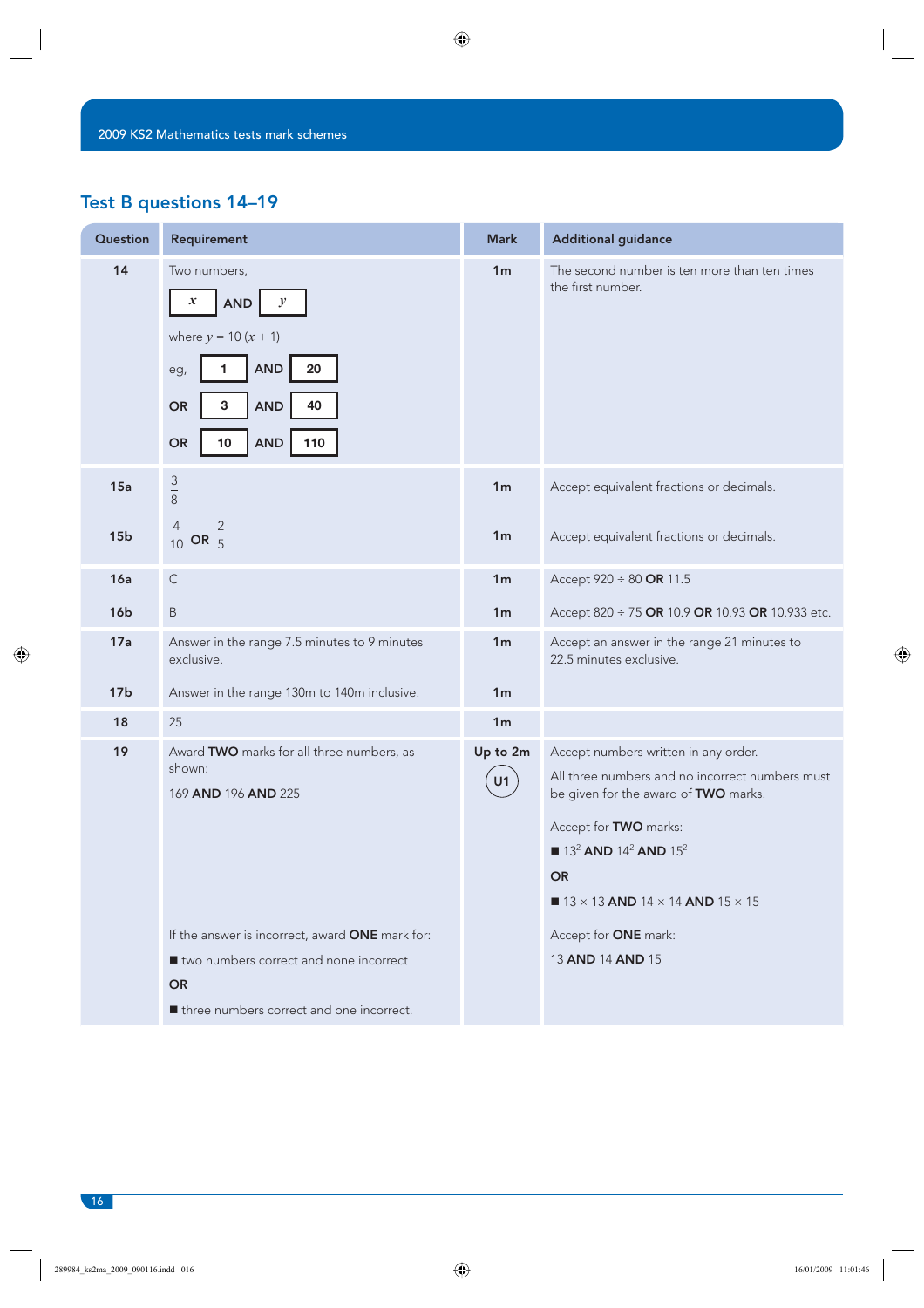## Test B questions 14–19

| Question | Requirement | Mark | Additional guidance |
|---|---|---|---|
| 14 | Two numbers, $x$ AND $y$ where $y = 10(x + 1)$ eg, 1 AND 20 OR 3 AND 40 OR 10 AND 110 | 1m | The second number is ten more than ten times the first number. |
| 15a | $\frac{3}{8}$ | 1m | Accept equivalent fractions or decimals. |
| 15b | $\frac{4}{10}$ **OR** $\frac{2}{5}$ | 1m | Accept equivalent fractions or decimals. |
| 16a | C | 1m | Accept 920 ÷ 80 **OR** 11.5 |
| 16b | B | 1m | Accept 820 ÷ 75 **OR** 10.9 **OR** 10.93 **OR** 10.933 etc. |
| 17a | Answer in the range 7.5 minutes to 9 minutes exclusive. | 1m | Accept an answer in the range 21 minutes to 22.5 minutes exclusive. |
| 17b | Answer in the range 130m to 140m inclusive. | 1m | |
| 18 | 25 | 1m | |
| 19 | Award **TWO** marks for all three numbers, as shown: 169 **AND** 196 **AND** 225 <br><br> If the answer is incorrect, award **ONE** mark for: <br> ■ two numbers correct and none incorrect <br> **OR** <br> ■ three numbers correct and one incorrect. | Up to 2m <br> U1 | Accept numbers written in any order. <br> All three numbers and no incorrect numbers must be given for the award of **TWO** marks. <br> Accept for **TWO** marks: <br> ■ $13^2$ **AND** $14^2$ **AND** $15^2$ <br> **OR** <br> ■ 13 × 13 **AND** 14 × 14 **AND** 15 × 15 <br> Accept for **ONE** mark: <br> 13 **AND** 14 **AND** 15 |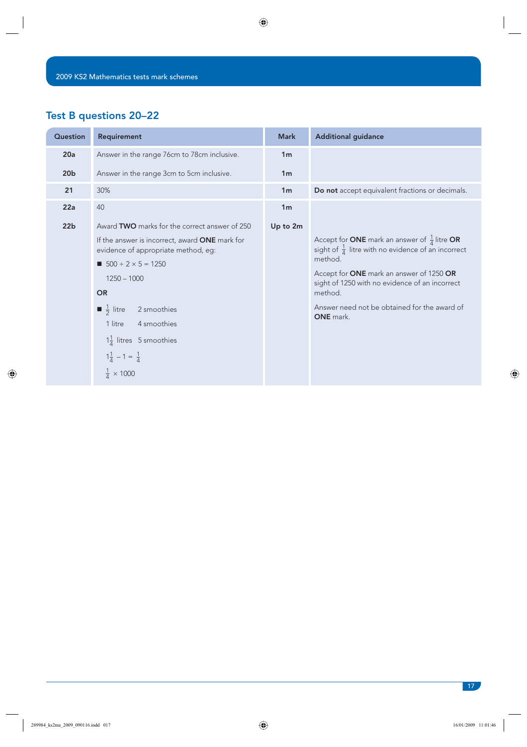## Test B questions 20–22

| Question | Requirement | Mark | Additional guidance |
|---|---|---|---|
| **20a** | Answer in the range 76cm to 78cm inclusive. | **1m** | |
| **20b** | Answer in the range 3cm to 5cm inclusive. | **1m** | |
| **21** | 30% | **1m** | **Do not** accept equivalent fractions or decimals. |
| **22a** | 40 | **1m** | |
| **22b** | Award **TWO** marks for the correct answer of 250<br><br>If the answer is incorrect, award **ONE** mark for evidence of appropriate method, eg:<br><br>■ 500 ÷ 2 × 5 = 1250<br>1250 – 1000<br><br>**OR**<br><br>■ $\frac{1}{2}$ litre 2 smoothies<br>1 litre 4 smoothies<br>$1\frac{1}{4}$ litres 5 smoothies<br>$1\frac{1}{4} - 1 = \frac{1}{4}$<br>$\frac{1}{4} \times 1000$ | **Up to 2m** | Accept for **ONE** mark an answer of $\frac{1}{4}$ litre **OR** sight of $\frac{1}{4}$ litre with no evidence of an incorrect method.<br><br>Accept for **ONE** mark an answer of 1250 **OR** sight of 1250 with no evidence of an incorrect method.<br><br>Answer need not be obtained for the award of **ONE** mark. |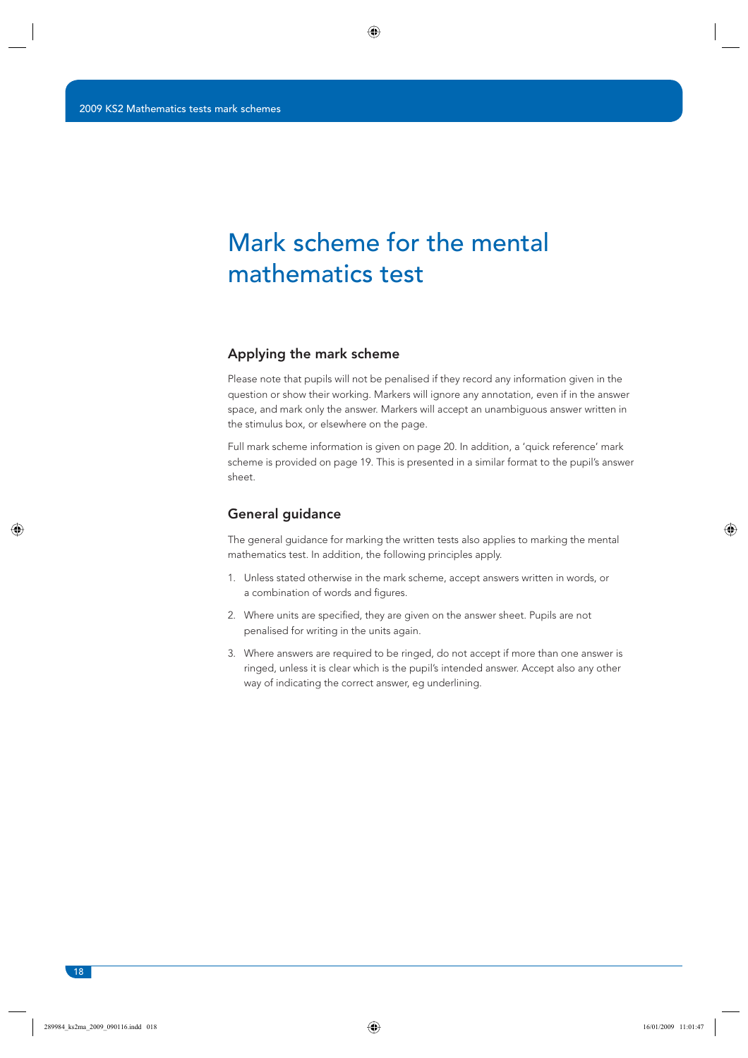# Mark scheme for the mental mathematics test

## Applying the mark scheme

Please note that pupils will not be penalised if they record any information given in the question or show their working. Markers will ignore any annotation, even if in the answer space, and mark only the answer. Markers will accept an unambiguous answer written in the stimulus box, or elsewhere on the page.

Full mark scheme information is given on page 20. In addition, a 'quick reference' mark scheme is provided on page 19. This is presented in a similar format to the pupil's answer sheet.

## General guidance

The general guidance for marking the written tests also applies to marking the mental mathematics test. In addition, the following principles apply.

1. Unless stated otherwise in the mark scheme, accept answers written in words, or a combination of words and figures.
2. Where units are specified, they are given on the answer sheet. Pupils are not penalised for writing in the units again.
3. Where answers are required to be ringed, do not accept if more than one answer is ringed, unless it is clear which is the pupil's intended answer. Accept also any other way of indicating the correct answer, eg underlining.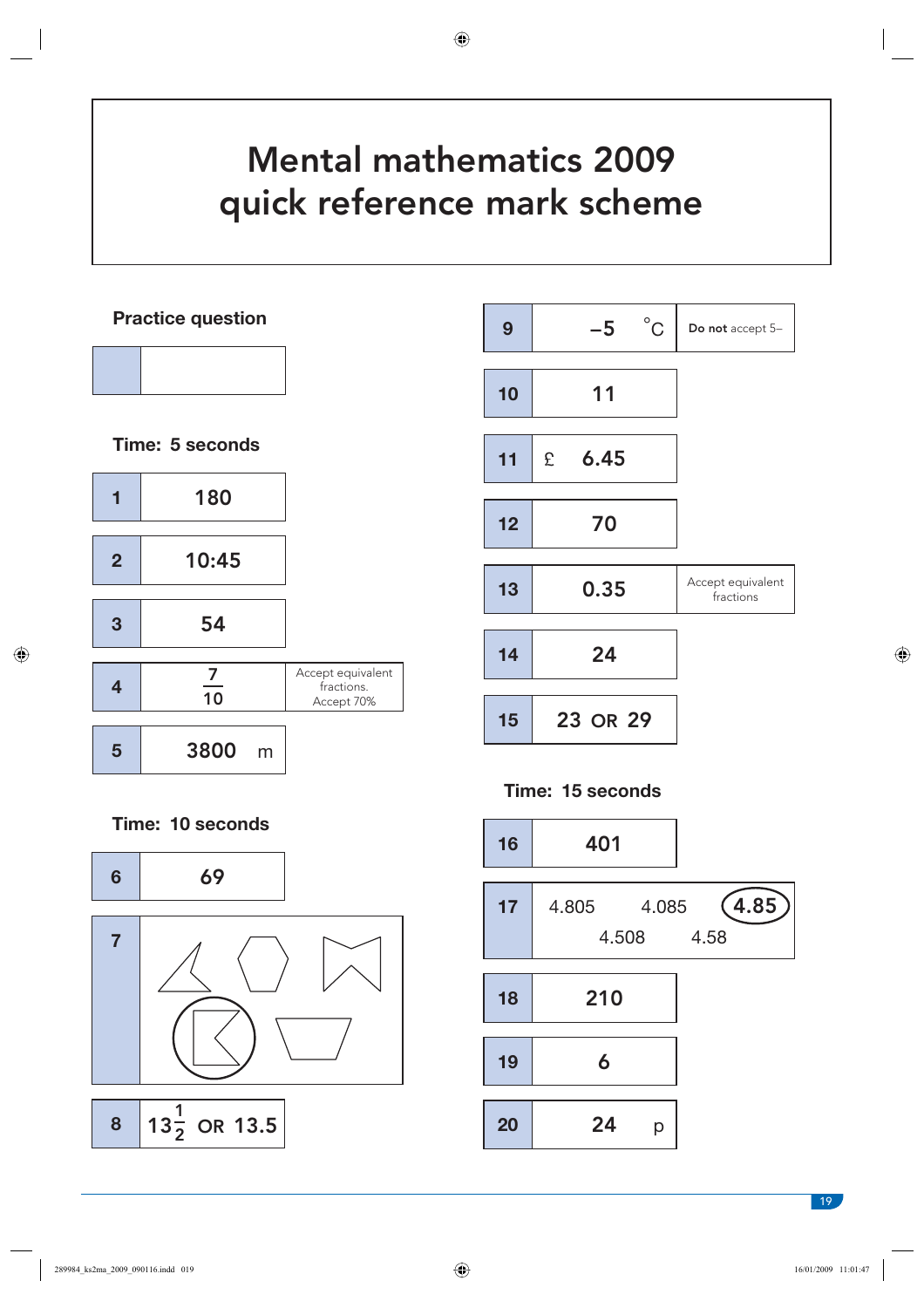# Mental mathematics 2009 quick reference mark scheme

**Practice question**

| | |
|---|---|
| | |

**Time: 5 seconds**

| Q | Answer | Notes |
|---|---|---|
| 1 | 180 | |
| 2 | 10:45 | |
| 3 | 54 | |
| 4 | $\frac{7}{10}$ | Accept equivalent fractions. Accept 70% |
| 5 | 3800 m | |

**Time: 10 seconds**

| Q | Answer | Notes |
|---|---|---|
| 6 | 69 | |
| 7 | (circled shape: the second shape on the bottom row, on the left) | |
| 8 | $13\frac{1}{2}$ OR 13.5 | |
| 9 | $-5$ °C | **Do not** accept 5– |
| 10 | 11 | |
| 11 | £ 6.45 | |
| 12 | 70 | |
| 13 | 0.35 | Accept equivalent fractions |
| 14 | 24 | |
| 15 | 23 OR 29 | |

**Time: 15 seconds**

| Q | Answer | Notes |
|---|---|---|
| 16 | 401 | |
| 17 | 4.805 4.085 **(4.85)** 4.508 4.58 | 4.85 circled |
| 18 | 210 | |
| 19 | 6 | |
| 20 | 24 p | |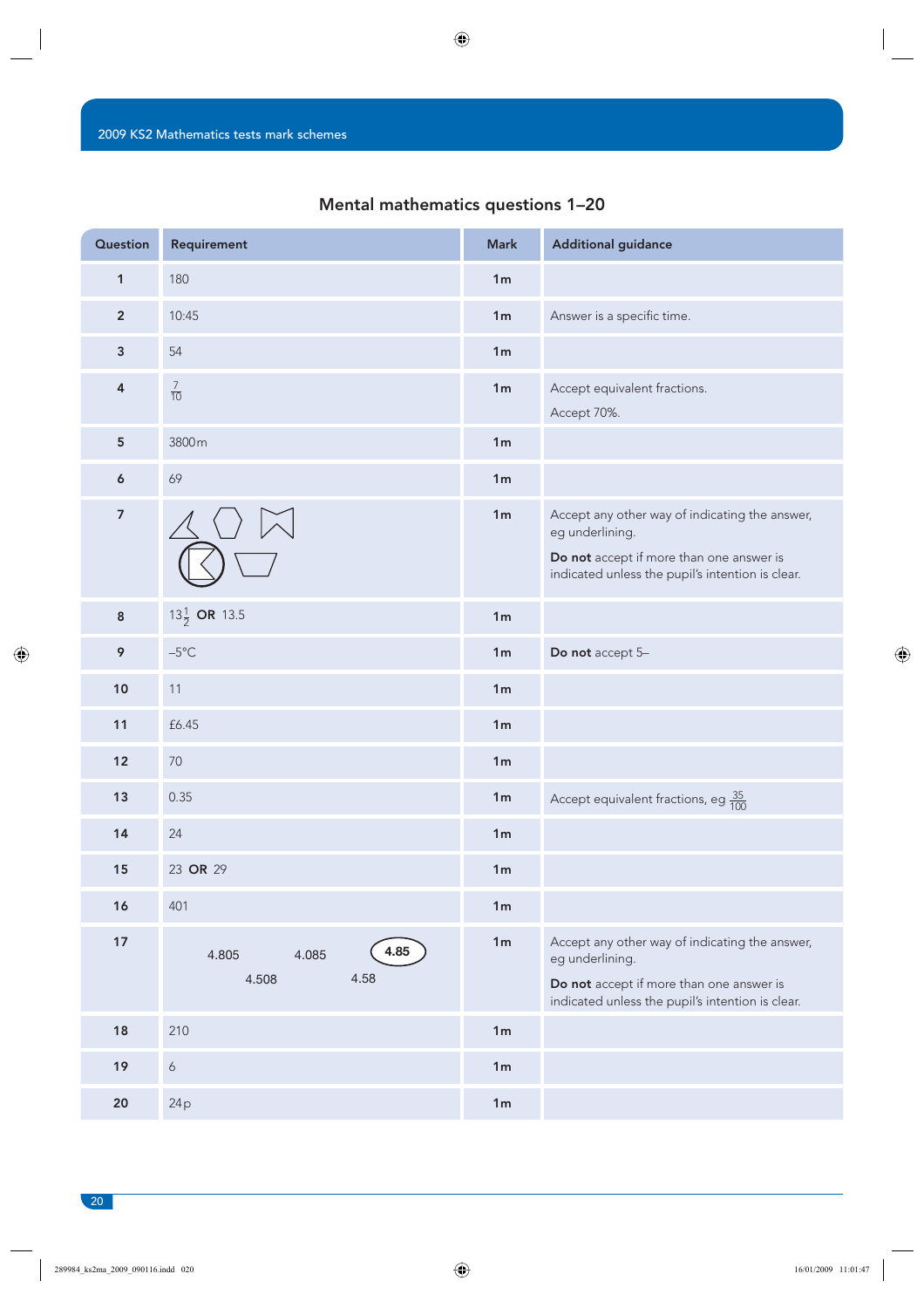## Mental mathematics questions 1–20

| Question | Requirement | Mark | Additional guidance |
|---|---|---|---|
| 1 | 180 | 1m | |
| 2 | 10:45 | 1m | Answer is a specific time. |
| 3 | 54 | 1m | |
| 4 | $\frac{7}{10}$ | 1m | Accept equivalent fractions. Accept 70%. |
| 5 | 3800 m | 1m | |
| 6 | 69 | 1m | |
| 7 | (shape circled) | 1m | Accept any other way of indicating the answer, eg underlining. **Do not** accept if more than one answer is indicated unless the pupil's intention is clear. |
| 8 | $13\frac{1}{2}$ **OR** 13.5 | 1m | |
| 9 | –5°C | 1m | **Do not** accept 5– |
| 10 | 11 | 1m | |
| 11 | £6.45 | 1m | |
| 12 | 70 | 1m | |
| 13 | 0.35 | 1m | Accept equivalent fractions, eg $\frac{35}{100}$ |
| 14 | 24 | 1m | |
| 15 | 23 **OR** 29 | 1m | |
| 16 | 401 | 1m | |
| 17 | 4.805  4.085  (4.85 circled)  4.508  4.58 | 1m | Accept any other way of indicating the answer, eg underlining. **Do not** accept if more than one answer is indicated unless the pupil's intention is clear. |
| 18 | 210 | 1m | |
| 19 | 6 | 1m | |
| 20 | 24 p | 1m | |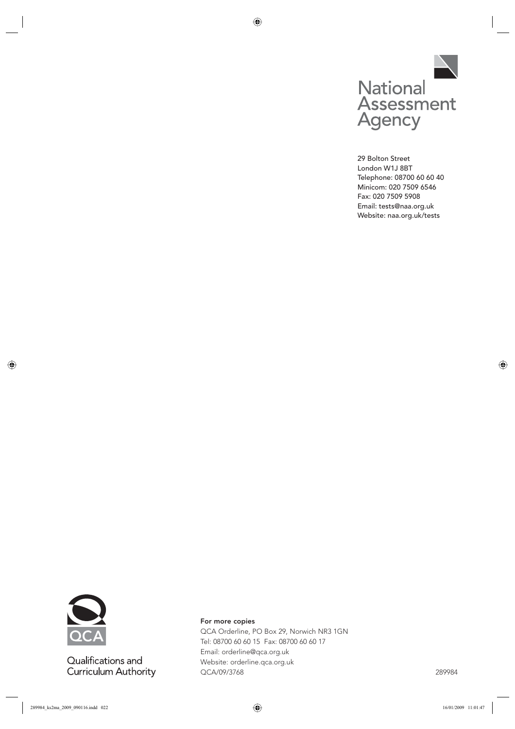National Assessment Agency

29 Bolton Street
London W1J 8BT
Telephone: 08700 60 60 40
Minicom: 020 7509 6546
Fax: 020 7509 5908
Email: tests@naa.org.uk
Website: naa.org.uk/tests

QCA

Qualifications and Curriculum Authority

**For more copies**

QCA Orderline, PO Box 29, Norwich NR3 1GN
Tel: 08700 60 60 15 Fax: 08700 60 60 17
Email: orderline@qca.org.uk
Website: orderline.qca.org.uk
QCA/09/3768

289984